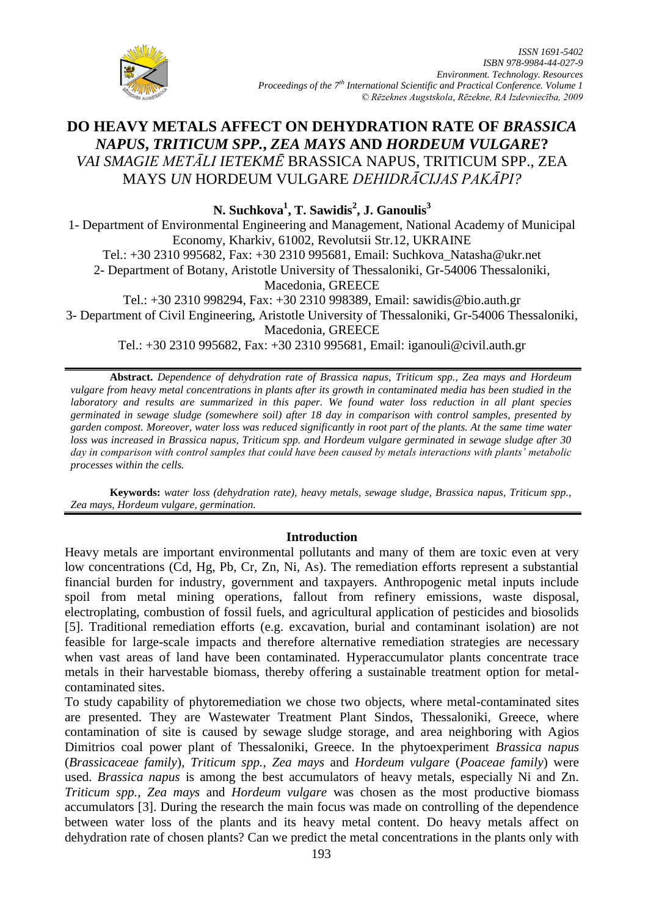# DO HEAVY METALS AFFECT ON DEHYDRATION RATE OF *BRASSICA NAPUS*, *TRITICUM SPP.*, *ZEA MAYS* AND *HORDEUM VULGARE*?

*VAI SMAGIE METĀLI IETEKMĒ* BRASSICA NAPUS, TRITICUM SPP., ZEA MAYS *UN* HORDEUM VULGARE *DEHIDRĀCIJAS PAKĀPI?*

**N. Suchkova[1], T. Sawidis[2], J. Ganoulis[3]**

1- Department of Environmental Engineering and Management, National Academy of Municipal Economy, Kharkiv, 61002, Revolutsii Str.12, UKRAINE
Tel.: +30 2310 995682, Fax: +30 2310 995681, Email: Suchkova_Natasha@ukr.net

2- Department of Botany, Aristotle University of Thessaloniki, Gr-54006 Thessaloniki, Macedonia, GREECE
Tel.: +30 2310 998294, Fax: +30 2310 998389, Email: sawidis@bio.auth.gr

3- Department of Civil Engineering, Aristotle University of Thessaloniki, Gr-54006 Thessaloniki, Macedonia, GREECE
Tel.: +30 2310 995682, Fax: +30 2310 995681, Email: iganouli@civil.auth.gr

**Abstract.** *Dependence of dehydration rate of Brassica napus, Triticum spp., Zea mays and Hordeum vulgare from heavy metal concentrations in plants after its growth in contaminated media has been studied in the laboratory and results are summarized in this paper. We found water loss reduction in all plant species germinated in sewage sludge (somewhere soil) after 18 day in comparison with control samples, presented by garden compost. Moreover, water loss was reduced significantly in root part of the plants. At the same time water loss was increased in Brassica napus, Triticum spp. and Hordeum vulgare germinated in sewage sludge after 30 day in comparison with control samples that could have been caused by metals interactions with plants' metabolic processes within the cells.*

**Keywords:** *water loss (dehydration rate), heavy metals, sewage sludge, Brassica napus, Triticum spp., Zea mays, Hordeum vulgare, germination.*

## Introduction

Heavy metals are important environmental pollutants and many of them are toxic even at very low concentrations (Cd, Hg, Pb, Cr, Zn, Ni, As). The remediation efforts represent a substantial financial burden for industry, government and taxpayers. Anthropogenic metal inputs include spoil from metal mining operations, fallout from refinery emissions, waste disposal, electroplating, combustion of fossil fuels, and agricultural application of pesticides and biosolids [5]. Traditional remediation efforts (e.g. excavation, burial and contaminant isolation) are not feasible for large-scale impacts and therefore alternative remediation strategies are necessary when vast areas of land have been contaminated. Hyperaccumulator plants concentrate trace metals in their harvestable biomass, thereby offering a sustainable treatment option for metal-contaminated sites.

To study capability of phytoremediation we chose two objects, where metal-contaminated sites are presented. They are Wastewater Treatment Plant Sindos, Thessaloniki, Greece, where contamination of site is caused by sewage sludge storage, and area neighboring with Agios Dimitrios coal power plant of Thessaloniki, Greece. In the phytoexperiment *Brassica napus* (*Brassicaceae family*), *Triticum spp., Zea mays* and *Hordeum vulgare* (*Poaceae family*) were used. *Brassica napus* is among the best accumulators of heavy metals, especially Ni and Zn. *Triticum spp., Zea mays* and *Hordeum vulgare* was chosen as the most productive biomass accumulators [3]. During the research the main focus was made on controlling of the dependence between water loss of the plants and its heavy metal content. Do heavy metals affect on dehydration rate of chosen plants? Can we predict the metal concentrations in the plants only with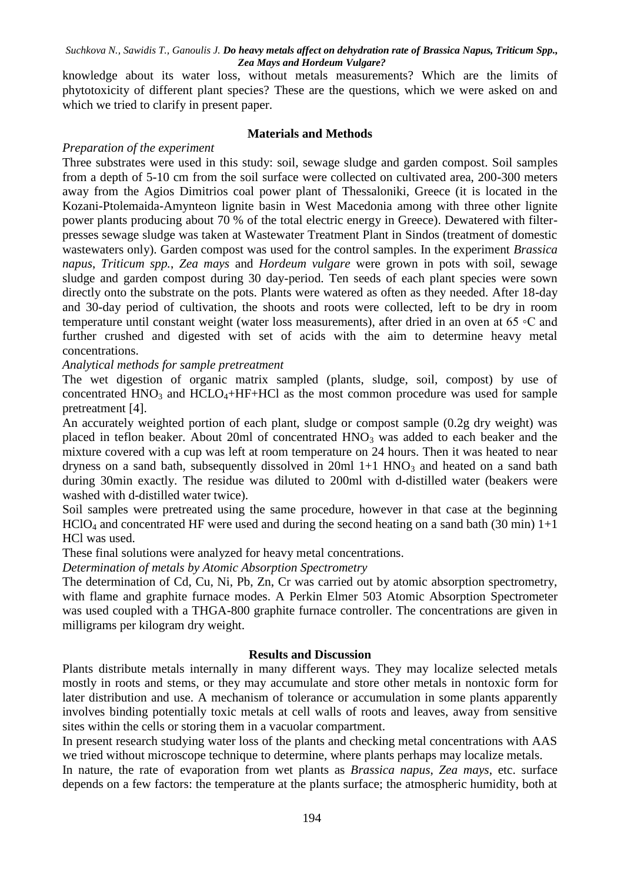knowledge about its water loss, without metals measurements? Which are the limits of phytotoxicity of different plant species? These are the questions, which we were asked on and which we tried to clarify in present paper.

## Materials and Methods

*Preparation of the experiment*

Three substrates were used in this study: soil, sewage sludge and garden compost. Soil samples from a depth of 5-10 cm from the soil surface were collected on cultivated area, 200-300 meters away from the Agios Dimitrios coal power plant of Thessaloniki, Greece (it is located in the Kozani-Ptolemaida-Amynteon lignite basin in West Macedonia among with three other lignite power plants producing about 70 % of the total electric energy in Greece). Dewatered with filter-presses sewage sludge was taken at Wastewater Treatment Plant in Sindos (treatment of domestic wastewaters only). Garden compost was used for the control samples. In the experiment *Brassica napus*, *Triticum spp.*, *Zea mays* and *Hordeum vulgare* were grown in pots with soil, sewage sludge and garden compost during 30 day-period. Ten seeds of each plant species were sown directly onto the substrate on the pots. Plants were watered as often as they needed. After 18-day and 30-day period of cultivation, the shoots and roots were collected, left to be dry in room temperature until constant weight (water loss measurements), after dried in an oven at 65 ◦C and further crushed and digested with set of acids with the aim to determine heavy metal concentrations.

*Analytical methods for sample pretreatment*

The wet digestion of organic matrix sampled (plants, sludge, soil, compost) by use of concentrated $HNO_3$ and $HCLO_4$+HF+HCl as the most common procedure was used for sample pretreatment [4].

An accurately weighted portion of each plant, sludge or compost sample (0.2g dry weight) was placed in teflon beaker. About 20ml of concentrated $HNO_3$ was added to each beaker and the mixture covered with a cup was left at room temperature on 24 hours. Then it was heated to near dryness on a sand bath, subsequently dissolved in 20ml 1+1 $HNO_3$ and heated on a sand bath during 30min exactly. The residue was diluted to 200ml with d-distilled water (beakers were washed with d-distilled water twice).

Soil samples were pretreated using the same procedure, however in that case at the beginning $HClO_4$ and concentrated HF were used and during the second heating on a sand bath (30 min) 1+1 HCl was used.

These final solutions were analyzed for heavy metal concentrations.

*Determination of metals by Atomic Absorption Spectrometry*

The determination of Cd, Cu, Ni, Pb, Zn, Cr was carried out by atomic absorption spectrometry, with flame and graphite furnace modes. A Perkin Elmer 503 Atomic Absorption Spectrometer was used coupled with a THGA-800 graphite furnace controller. The concentrations are given in milligrams per kilogram dry weight.

## Results and Discussion

Plants distribute metals internally in many different ways. They may localize selected metals mostly in roots and stems, or they may accumulate and store other metals in nontoxic form for later distribution and use. A mechanism of tolerance or accumulation in some plants apparently involves binding potentially toxic metals at cell walls of roots and leaves, away from sensitive sites within the cells or storing them in a vacuolar compartment.

In present research studying water loss of the plants and checking metal concentrations with AAS we tried without microscope technique to determine, where plants perhaps may localize metals.

In nature, the rate of evaporation from wet plants as *Brassica napus*, *Zea mays*, etc. surface depends on a few factors: the temperature at the plants surface; the atmospheric humidity, both at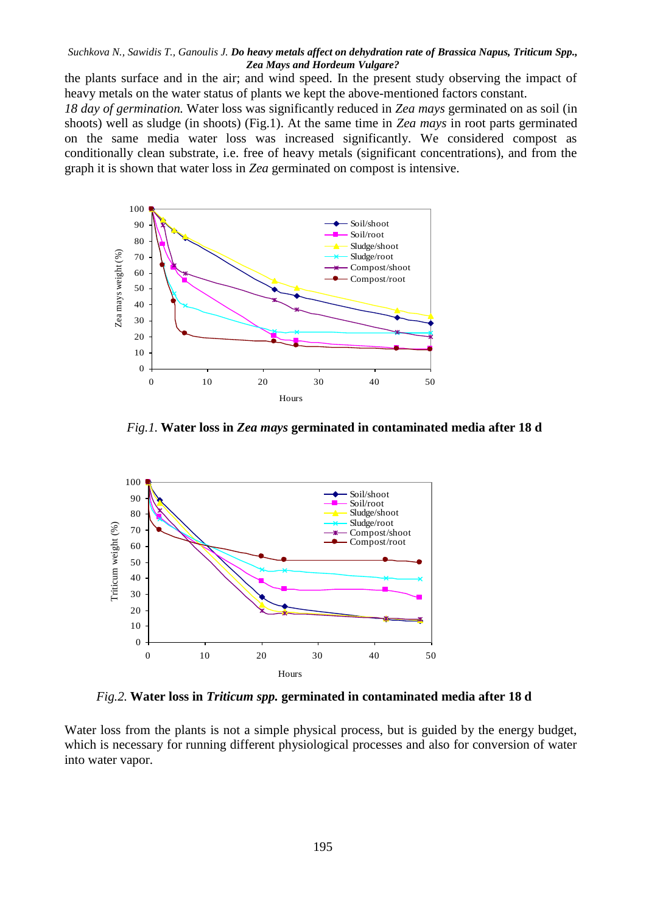the plants surface and in the air; and wind speed. In the present study observing the impact of heavy metals on the water status of plants we kept the above-mentioned factors constant.

*18 day of germination.* Water loss was significantly reduced in *Zea mays* germinated on as soil (in shoots) well as sludge (in shoots) (Fig.1). At the same time in *Zea mays* in root parts germinated on the same media water loss was increased significantly. We considered compost as conditionally clean substrate, i.e. free of heavy metals (significant concentrations), and from the graph it is shown that water loss in *Zea* germinated on compost is intensive.

*Fig.1.* **Water loss in *Zea mays* germinated in contaminated media after 18 d**

*Fig.2.* **Water loss in *Triticum spp.* germinated in contaminated media after 18 d**

Water loss from the plants is not a simple physical process, but is guided by the energy budget, which is necessary for running different physiological processes and also for conversion of water into water vapor.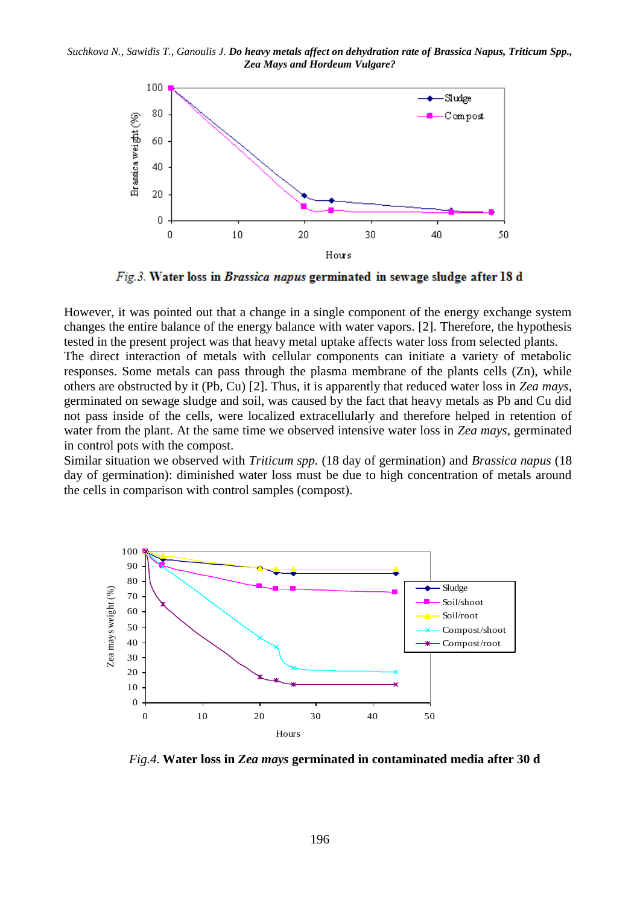*Fig.3.* **Water loss in *Brassica napus* germinated in sewage sludge after 18 d**

However, it was pointed out that a change in a single component of the energy exchange system changes the entire balance of the energy balance with water vapors. [2]. Therefore, the hypothesis tested in the present project was that heavy metal uptake affects water loss from selected plants. The direct interaction of metals with cellular components can initiate a variety of metabolic responses. Some metals can pass through the plasma membrane of the plants cells (Zn), while others are obstructed by it (Pb, Cu) [2]. Thus, it is apparently that reduced water loss in *Zea mays*, germinated on sewage sludge and soil, was caused by the fact that heavy metals as Pb and Cu did not pass inside of the cells, were localized extracellularly and therefore helped in retention of water from the plant. At the same time we observed intensive water loss in *Zea mays*, germinated in control pots with the compost.

Similar situation we observed with *Triticum spp.* (18 day of germination) and *Brassica napus* (18 day of germination): diminished water loss must be due to high concentration of metals around the cells in comparison with control samples (compost).

*Fig.4.* **Water loss in *Zea mays* germinated in contaminated media after 30 d**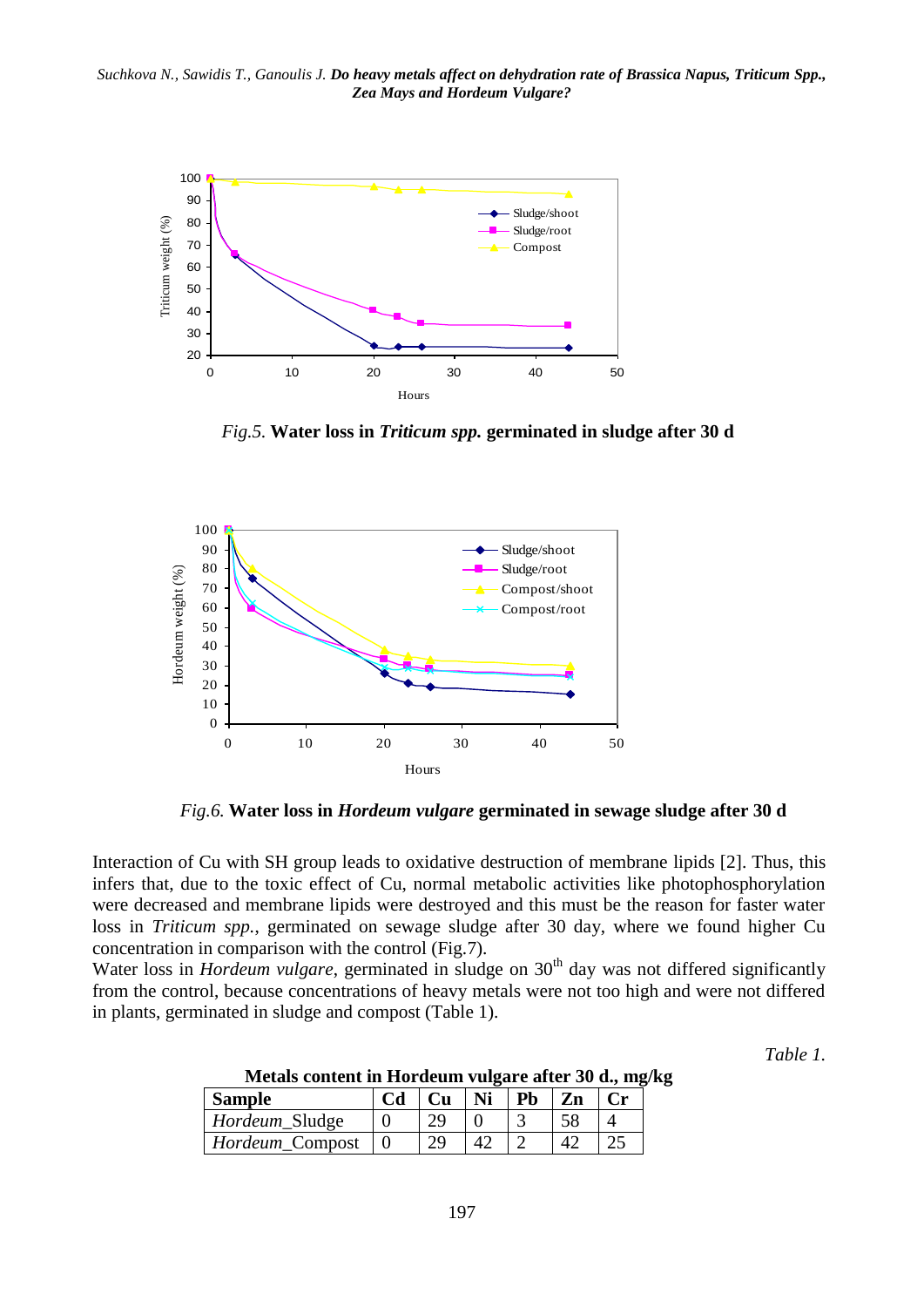*Fig.5.* **Water loss in *Triticum spp.* germinated in sludge after 30 d**

*Fig.6.* **Water loss in *Hordeum vulgare* germinated in sewage sludge after 30 d**

Interaction of Cu with SH group leads to oxidative destruction of membrane lipids [2]. Thus, this infers that, due to the toxic effect of Cu, normal metabolic activities like photophosphorylation were decreased and membrane lipids were destroyed and this must be the reason for faster water loss in *Triticum spp.*, germinated on sewage sludge after 30 day, where we found higher Cu concentration in comparison with the control (Fig.7).

Water loss in *Hordeum vulgare*, germinated in sludge on 30[th] day was not differed significantly from the control, because concentrations of heavy metals were not too high and were not differed in plants, germinated in sludge and compost (Table 1).

*Table 1.*

**Metals content in Hordeum vulgare after 30 d., mg/kg**

| Sample | Cd | Cu | Ni | Pb | Zn | Cr |
|---|---|---|---|---|---|---|
| *Hordeum*_Sludge | 0 | 29 | 0 | 3 | 58 | 4 |
| *Hordeum*_Compost | 0 | 29 | 42 | 2 | 42 | 25 |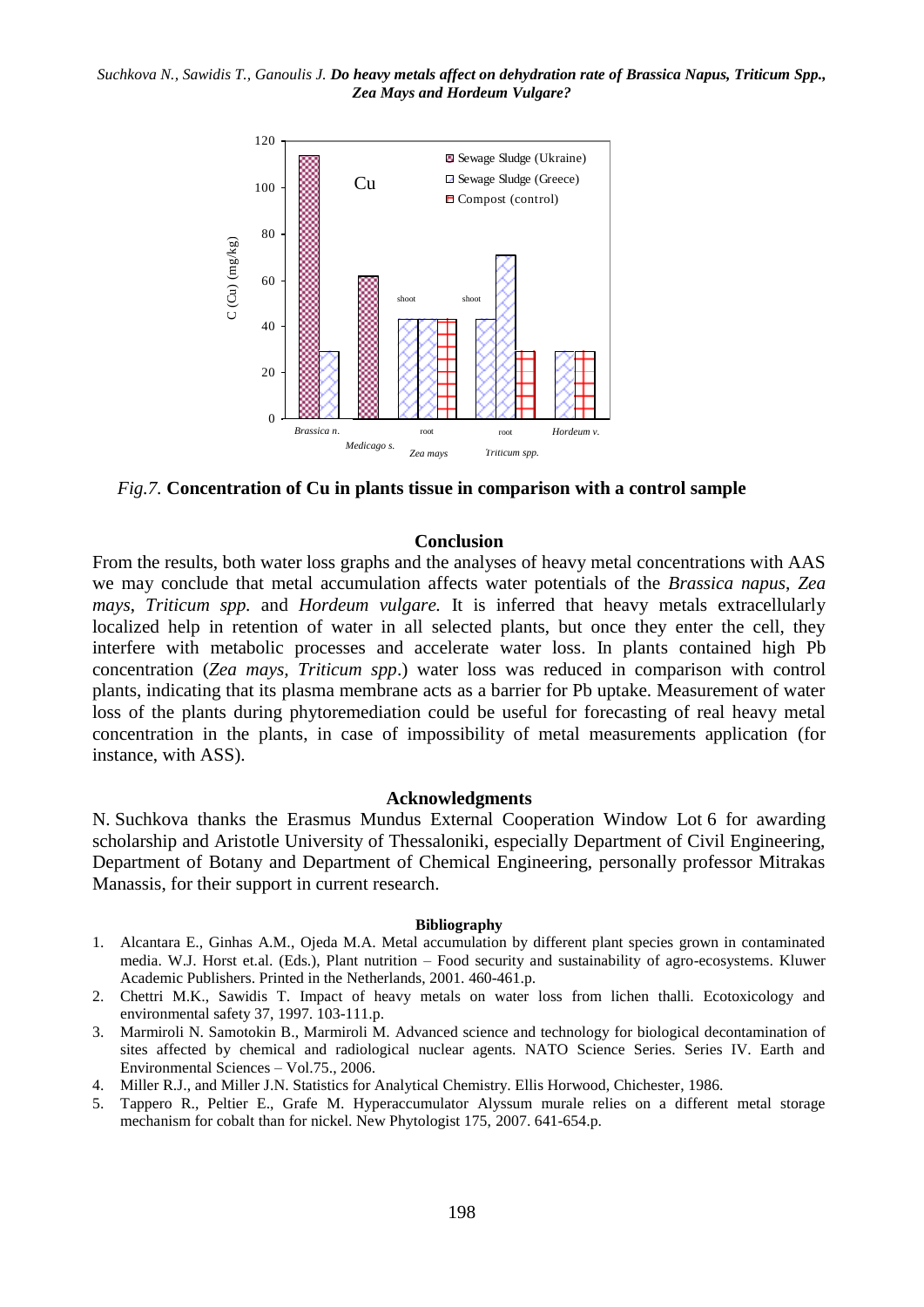Cu

Sewage Sludge (Ukraine)
Sewage Sludge (Greece)
Compost (control)

C (Cu) (mg/kg)

120
100
80
60
40
20
0

shoot
shoot

Brassica n.
Medicago s.
root
Zea mays
root
Triticum spp.
Hordeum v.

*Fig.7.* **Concentration of Cu in plants tissue in comparison with a control sample**

## Conclusion

From the results, both water loss graphs and the analyses of heavy metal concentrations with AAS we may conclude that metal accumulation affects water potentials of the *Brassica napus*, *Zea mays*, *Triticum spp.* and *Hordeum vulgare.* It is inferred that heavy metals extracellularly localized help in retention of water in all selected plants, but once they enter the cell, they interfere with metabolic processes and accelerate water loss. In plants contained high Pb concentration (*Zea mays, Triticum spp*.) water loss was reduced in comparison with control plants, indicating that its plasma membrane acts as a barrier for Pb uptake. Measurement of water loss of the plants during phytoremediation could be useful for forecasting of real heavy metal concentration in the plants, in case of impossibility of metal measurements application (for instance, with ASS).

## Acknowledgments

N. Suchkova thanks the Erasmus Mundus External Cooperation Window Lot 6 for awarding scholarship and Aristotle University of Thessaloniki, especially Department of Civil Engineering, Department of Botany and Department of Chemical Engineering, personally professor Mitrakas Manassis, for their support in current research.

### Bibliography

1. Alcantara E., Ginhas A.M., Ojeda M.A. Metal accumulation by different plant species grown in contaminated media. W.J. Horst et.al. (Eds.), Plant nutrition – Food security and sustainability of agro-ecosystems. Kluwer Academic Publishers. Printed in the Netherlands, 2001. 460-461.p.
2. Chettri M.K., Sawidis T. Impact of heavy metals on water loss from lichen thalli. Ecotoxicology and environmental safety 37, 1997. 103-111.p.
3. Marmiroli N. Samotokin B., Marmiroli M. Advanced science and technology for biological decontamination of sites affected by chemical and radiological nuclear agents. NATO Science Series. Series IV. Earth and Environmental Sciences – Vol.75., 2006.
4. Miller R.J., and Miller J.N. Statistics for Analytical Chemistry. Ellis Horwood, Chichester, 1986.
5. Tappero R., Peltier E., Grafe M. Hyperaccumulator Alyssum murale relies on a different metal storage mechanism for cobalt than for nickel. New Phytologist 175, 2007. 641-654.p.